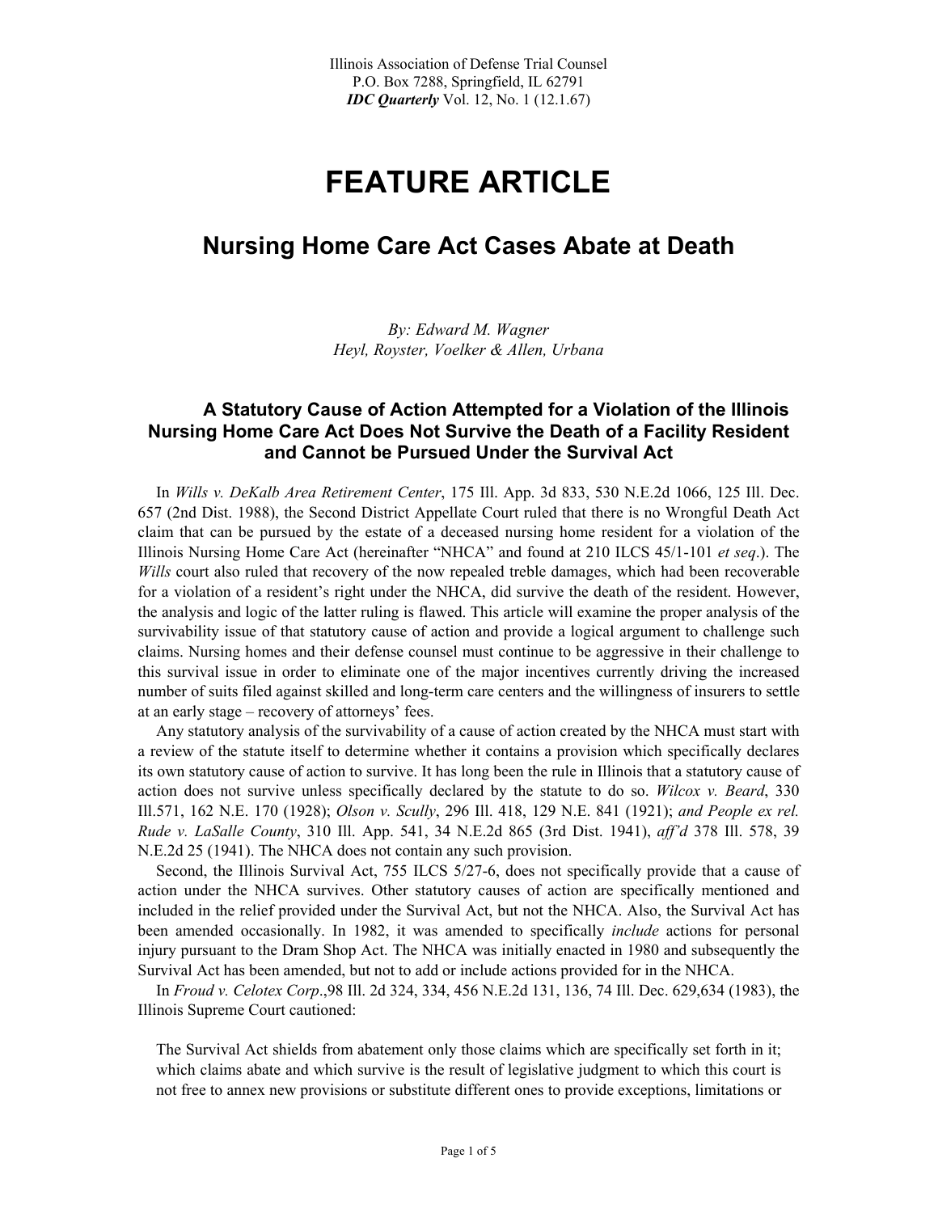Illinois Association of Defense Trial Counsel
P.O. Box 7288, Springfield, IL 62791
*IDC Quarterly* Vol. 12, No. 1 (12.1.67)

# FEATURE ARTICLE

## Nursing Home Care Act Cases Abate at Death

*By: Edward M. Wagner*
*Heyl, Royster, Voelker & Allen, Urbana*

### A Statutory Cause of Action Attempted for a Violation of the Illinois Nursing Home Care Act Does Not Survive the Death of a Facility Resident and Cannot be Pursued Under the Survival Act

In *Wills v. DeKalb Area Retirement Center*, 175 Ill. App. 3d 833, 530 N.E.2d 1066, 125 Ill. Dec. 657 (2nd Dist. 1988), the Second District Appellate Court ruled that there is no Wrongful Death Act claim that can be pursued by the estate of a deceased nursing home resident for a violation of the Illinois Nursing Home Care Act (hereinafter "NHCA" and found at 210 ILCS 45/1-101 *et seq*.). The *Wills* court also ruled that recovery of the now repealed treble damages, which had been recoverable for a violation of a resident's right under the NHCA, did survive the death of the resident. However, the analysis and logic of the latter ruling is flawed. This article will examine the proper analysis of the survivability issue of that statutory cause of action and provide a logical argument to challenge such claims. Nursing homes and their defense counsel must continue to be aggressive in their challenge to this survival issue in order to eliminate one of the major incentives currently driving the increased number of suits filed against skilled and long-term care centers and the willingness of insurers to settle at an early stage – recovery of attorneys' fees.

Any statutory analysis of the survivability of a cause of action created by the NHCA must start with a review of the statute itself to determine whether it contains a provision which specifically declares its own statutory cause of action to survive. It has long been the rule in Illinois that a statutory cause of action does not survive unless specifically declared by the statute to do so. *Wilcox v. Beard*, 330 Ill.571, 162 N.E. 170 (1928); *Olson v. Scully*, 296 Ill. 418, 129 N.E. 841 (1921); *and People ex rel. Rude v. LaSalle County*, 310 Ill. App. 541, 34 N.E.2d 865 (3rd Dist. 1941), *aff'd* 378 Ill. 578, 39 N.E.2d 25 (1941). The NHCA does not contain any such provision.

Second, the Illinois Survival Act, 755 ILCS 5/27-6, does not specifically provide that a cause of action under the NHCA survives. Other statutory causes of action are specifically mentioned and included in the relief provided under the Survival Act, but not the NHCA. Also, the Survival Act has been amended occasionally. In 1982, it was amended to specifically *include* actions for personal injury pursuant to the Dram Shop Act. The NHCA was initially enacted in 1980 and subsequently the Survival Act has been amended, but not to add or include actions provided for in the NHCA.

In *Froud v. Celotex Corp*.,98 Ill. 2d 324, 334, 456 N.E.2d 131, 136, 74 Ill. Dec. 629,634 (1983), the Illinois Supreme Court cautioned:

> The Survival Act shields from abatement only those claims which are specifically set forth in it; which claims abate and which survive is the result of legislative judgment to which this court is not free to annex new provisions or substitute different ones to provide exceptions, limitations or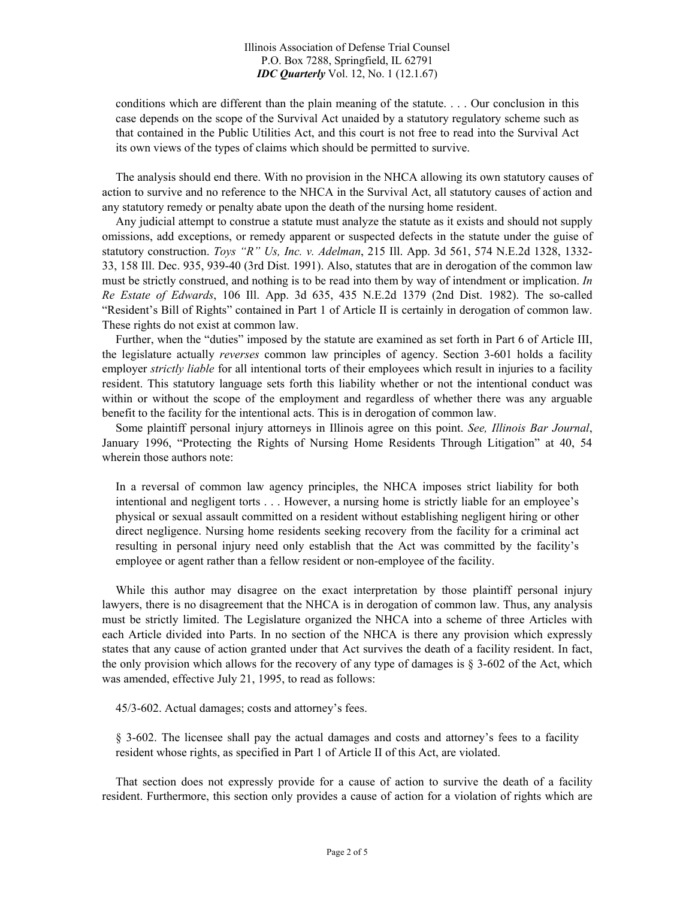> conditions which are different than the plain meaning of the statute. . . . Our conclusion in this case depends on the scope of the Survival Act unaided by a statutory regulatory scheme such as that contained in the Public Utilities Act, and this court is not free to read into the Survival Act its own views of the types of claims which should be permitted to survive.

The analysis should end there. With no provision in the NHCA allowing its own statutory causes of action to survive and no reference to the NHCA in the Survival Act, all statutory causes of action and any statutory remedy or penalty abate upon the death of the nursing home resident.

Any judicial attempt to construe a statute must analyze the statute as it exists and should not supply omissions, add exceptions, or remedy apparent or suspected defects in the statute under the guise of statutory construction. *Toys "R" Us, Inc. v. Adelman*, 215 Ill. App. 3d 561, 574 N.E.2d 1328, 1332-33, 158 Ill. Dec. 935, 939-40 (3rd Dist. 1991). Also, statutes that are in derogation of the common law must be strictly construed, and nothing is to be read into them by way of intendment or implication. *In Re Estate of Edwards*, 106 Ill. App. 3d 635, 435 N.E.2d 1379 (2nd Dist. 1982). The so-called "Resident's Bill of Rights" contained in Part 1 of Article II is certainly in derogation of common law. These rights do not exist at common law.

Further, when the "duties" imposed by the statute are examined as set forth in Part 6 of Article III, the legislature actually *reverses* common law principles of agency. Section 3-601 holds a facility employer *strictly liable* for all intentional torts of their employees which result in injuries to a facility resident. This statutory language sets forth this liability whether or not the intentional conduct was within or without the scope of the employment and regardless of whether there was any arguable benefit to the facility for the intentional acts. This is in derogation of common law.

Some plaintiff personal injury attorneys in Illinois agree on this point. *See, Illinois Bar Journal*, January 1996, "Protecting the Rights of Nursing Home Residents Through Litigation" at 40, 54 wherein those authors note:

> In a reversal of common law agency principles, the NHCA imposes strict liability for both intentional and negligent torts . . . However, a nursing home is strictly liable for an employee's physical or sexual assault committed on a resident without establishing negligent hiring or other direct negligence. Nursing home residents seeking recovery from the facility for a criminal act resulting in personal injury need only establish that the Act was committed by the facility's employee or agent rather than a fellow resident or non-employee of the facility.

While this author may disagree on the exact interpretation by those plaintiff personal injury lawyers, there is no disagreement that the NHCA is in derogation of common law. Thus, any analysis must be strictly limited. The Legislature organized the NHCA into a scheme of three Articles with each Article divided into Parts. In no section of the NHCA is there any provision which expressly states that any cause of action granted under that Act survives the death of a facility resident. In fact, the only provision which allows for the recovery of any type of damages is § 3-602 of the Act, which was amended, effective July 21, 1995, to read as follows:

> 45/3-602. Actual damages; costs and attorney's fees.
>
> § 3-602. The licensee shall pay the actual damages and costs and attorney's fees to a facility resident whose rights, as specified in Part 1 of Article II of this Act, are violated.

That section does not expressly provide for a cause of action to survive the death of a facility resident. Furthermore, this section only provides a cause of action for a violation of rights which are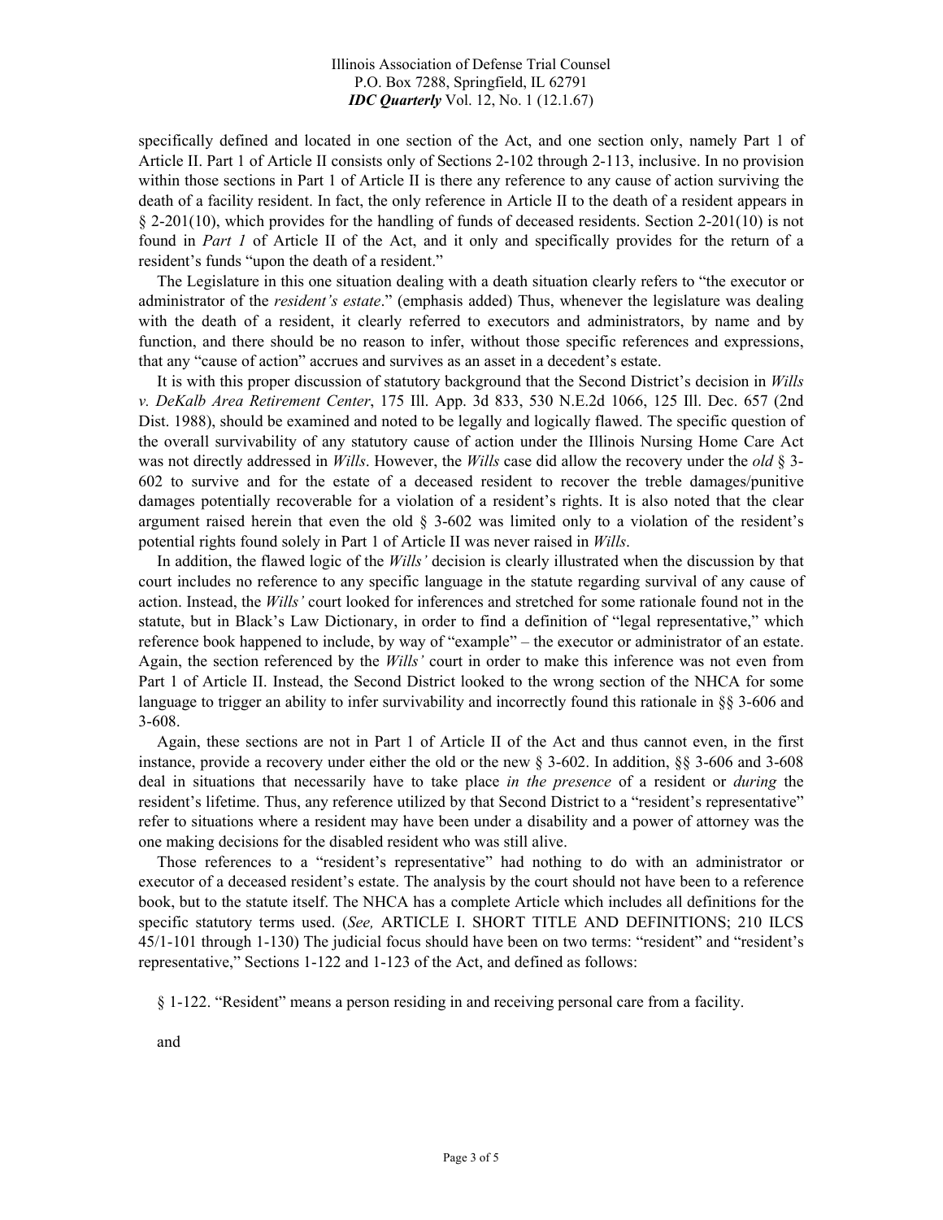specifically defined and located in one section of the Act, and one section only, namely Part 1 of Article II. Part 1 of Article II consists only of Sections 2-102 through 2-113, inclusive. In no provision within those sections in Part 1 of Article II is there any reference to any cause of action surviving the death of a facility resident. In fact, the only reference in Article II to the death of a resident appears in § 2-201(10), which provides for the handling of funds of deceased residents. Section 2-201(10) is not found in *Part 1* of Article II of the Act, and it only and specifically provides for the return of a resident's funds "upon the death of a resident."

The Legislature in this one situation dealing with a death situation clearly refers to "the executor or administrator of the *resident's estate*." (emphasis added) Thus, whenever the legislature was dealing with the death of a resident, it clearly referred to executors and administrators, by name and by function, and there should be no reason to infer, without those specific references and expressions, that any "cause of action" accrues and survives as an asset in a decedent's estate.

It is with this proper discussion of statutory background that the Second District's decision in *Wills v. DeKalb Area Retirement Center*, 175 Ill. App. 3d 833, 530 N.E.2d 1066, 125 Ill. Dec. 657 (2nd Dist. 1988), should be examined and noted to be legally and logically flawed. The specific question of the overall survivability of any statutory cause of action under the Illinois Nursing Home Care Act was not directly addressed in *Wills*. However, the *Wills* case did allow the recovery under the *old* § 3-602 to survive and for the estate of a deceased resident to recover the treble damages/punitive damages potentially recoverable for a violation of a resident's rights. It is also noted that the clear argument raised herein that even the old § 3-602 was limited only to a violation of the resident's potential rights found solely in Part 1 of Article II was never raised in *Wills*.

In addition, the flawed logic of the *Wills'* decision is clearly illustrated when the discussion by that court includes no reference to any specific language in the statute regarding survival of any cause of action. Instead, the *Wills'* court looked for inferences and stretched for some rationale found not in the statute, but in Black's Law Dictionary, in order to find a definition of "legal representative," which reference book happened to include, by way of "example" – the executor or administrator of an estate. Again, the section referenced by the *Wills'* court in order to make this inference was not even from Part 1 of Article II. Instead, the Second District looked to the wrong section of the NHCA for some language to trigger an ability to infer survivability and incorrectly found this rationale in §§ 3-606 and 3-608.

Again, these sections are not in Part 1 of Article II of the Act and thus cannot even, in the first instance, provide a recovery under either the old or the new § 3-602. In addition, §§ 3-606 and 3-608 deal in situations that necessarily have to take place *in the presence* of a resident or *during* the resident's lifetime. Thus, any reference utilized by that Second District to a "resident's representative" refer to situations where a resident may have been under a disability and a power of attorney was the one making decisions for the disabled resident who was still alive.

Those references to a "resident's representative" had nothing to do with an administrator or executor of a deceased resident's estate. The analysis by the court should not have been to a reference book, but to the statute itself. The NHCA has a complete Article which includes all definitions for the specific statutory terms used. (*See,* ARTICLE I. SHORT TITLE AND DEFINITIONS; 210 ILCS 45/1-101 through 1-130) The judicial focus should have been on two terms: "resident" and "resident's representative," Sections 1-122 and 1-123 of the Act, and defined as follows:

§ 1-122. "Resident" means a person residing in and receiving personal care from a facility.

and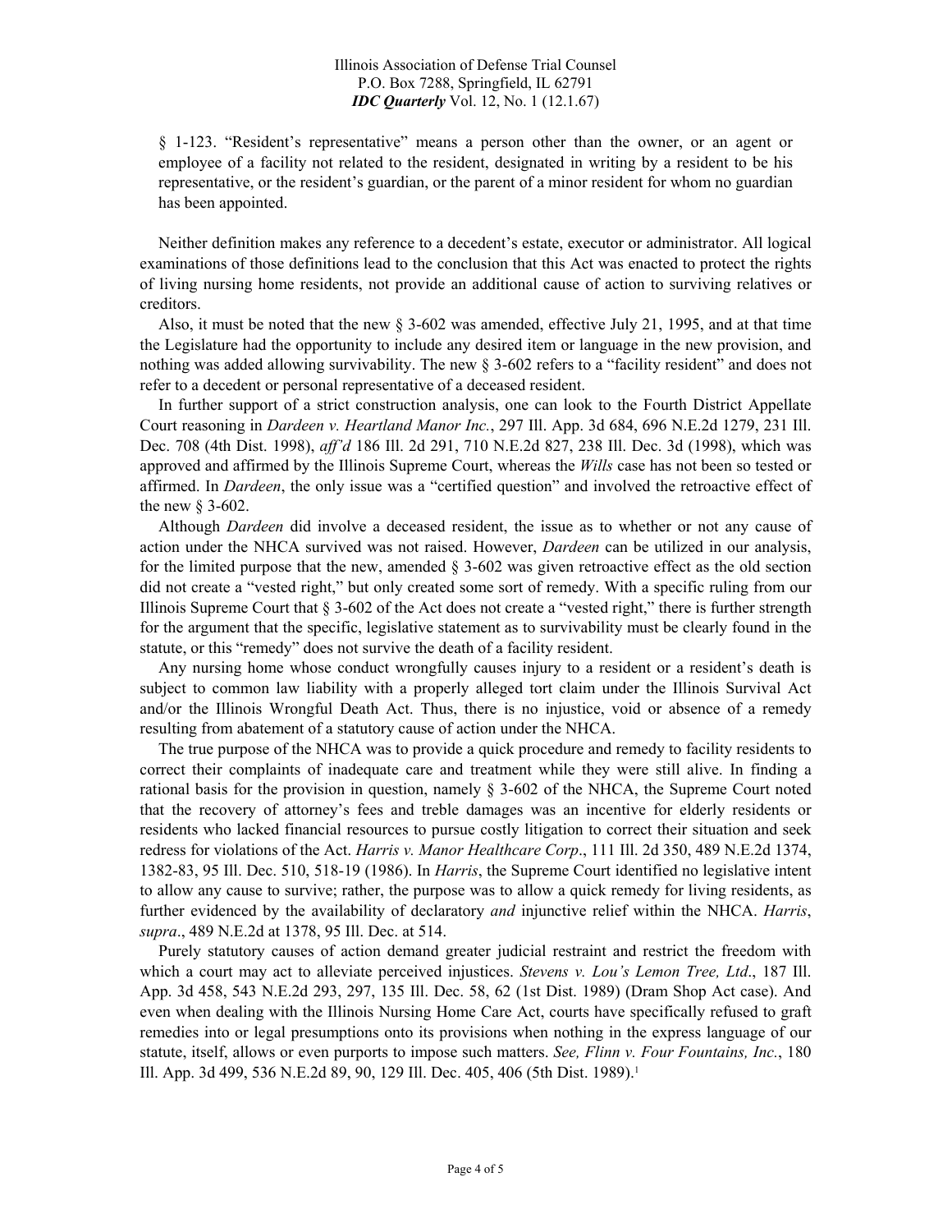§ 1-123. "Resident's representative" means a person other than the owner, or an agent or employee of a facility not related to the resident, designated in writing by a resident to be his representative, or the resident's guardian, or the parent of a minor resident for whom no guardian has been appointed.

Neither definition makes any reference to a decedent's estate, executor or administrator. All logical examinations of those definitions lead to the conclusion that this Act was enacted to protect the rights of living nursing home residents, not provide an additional cause of action to surviving relatives or creditors.

Also, it must be noted that the new § 3-602 was amended, effective July 21, 1995, and at that time the Legislature had the opportunity to include any desired item or language in the new provision, and nothing was added allowing survivability. The new § 3-602 refers to a "facility resident" and does not refer to a decedent or personal representative of a deceased resident.

In further support of a strict construction analysis, one can look to the Fourth District Appellate Court reasoning in *Dardeen v. Heartland Manor Inc.*, 297 Ill. App. 3d 684, 696 N.E.2d 1279, 231 Ill. Dec. 708 (4th Dist. 1998), *aff'd* 186 Ill. 2d 291, 710 N.E.2d 827, 238 Ill. Dec. 3d (1998), which was approved and affirmed by the Illinois Supreme Court, whereas the *Wills* case has not been so tested or affirmed. In *Dardeen*, the only issue was a "certified question" and involved the retroactive effect of the new § 3-602.

Although *Dardeen* did involve a deceased resident, the issue as to whether or not any cause of action under the NHCA survived was not raised. However, *Dardeen* can be utilized in our analysis, for the limited purpose that the new, amended § 3-602 was given retroactive effect as the old section did not create a "vested right," but only created some sort of remedy. With a specific ruling from our Illinois Supreme Court that § 3-602 of the Act does not create a "vested right," there is further strength for the argument that the specific, legislative statement as to survivability must be clearly found in the statute, or this "remedy" does not survive the death of a facility resident.

Any nursing home whose conduct wrongfully causes injury to a resident or a resident's death is subject to common law liability with a properly alleged tort claim under the Illinois Survival Act and/or the Illinois Wrongful Death Act. Thus, there is no injustice, void or absence of a remedy resulting from abatement of a statutory cause of action under the NHCA.

The true purpose of the NHCA was to provide a quick procedure and remedy to facility residents to correct their complaints of inadequate care and treatment while they were still alive. In finding a rational basis for the provision in question, namely § 3-602 of the NHCA, the Supreme Court noted that the recovery of attorney's fees and treble damages was an incentive for elderly residents or residents who lacked financial resources to pursue costly litigation to correct their situation and seek redress for violations of the Act. *Harris v. Manor Healthcare Corp*., 111 Ill. 2d 350, 489 N.E.2d 1374, 1382-83, 95 Ill. Dec. 510, 518-19 (1986). In *Harris*, the Supreme Court identified no legislative intent to allow any cause to survive; rather, the purpose was to allow a quick remedy for living residents, as further evidenced by the availability of declaratory *and* injunctive relief within the NHCA. *Harris*, *supra*., 489 N.E.2d at 1378, 95 Ill. Dec. at 514.

Purely statutory causes of action demand greater judicial restraint and restrict the freedom with which a court may act to alleviate perceived injustices. *Stevens v. Lou's Lemon Tree, Ltd*., 187 Ill. App. 3d 458, 543 N.E.2d 293, 297, 135 Ill. Dec. 58, 62 (1st Dist. 1989) (Dram Shop Act case). And even when dealing with the Illinois Nursing Home Care Act, courts have specifically refused to graft remedies into or legal presumptions onto its provisions when nothing in the express language of our statute, itself, allows or even purports to impose such matters. *See, Flinn v. Four Fountains, Inc.*, 180 Ill. App. 3d 499, 536 N.E.2d 89, 90, 129 Ill. Dec. 405, 406 (5th Dist. 1989).[1]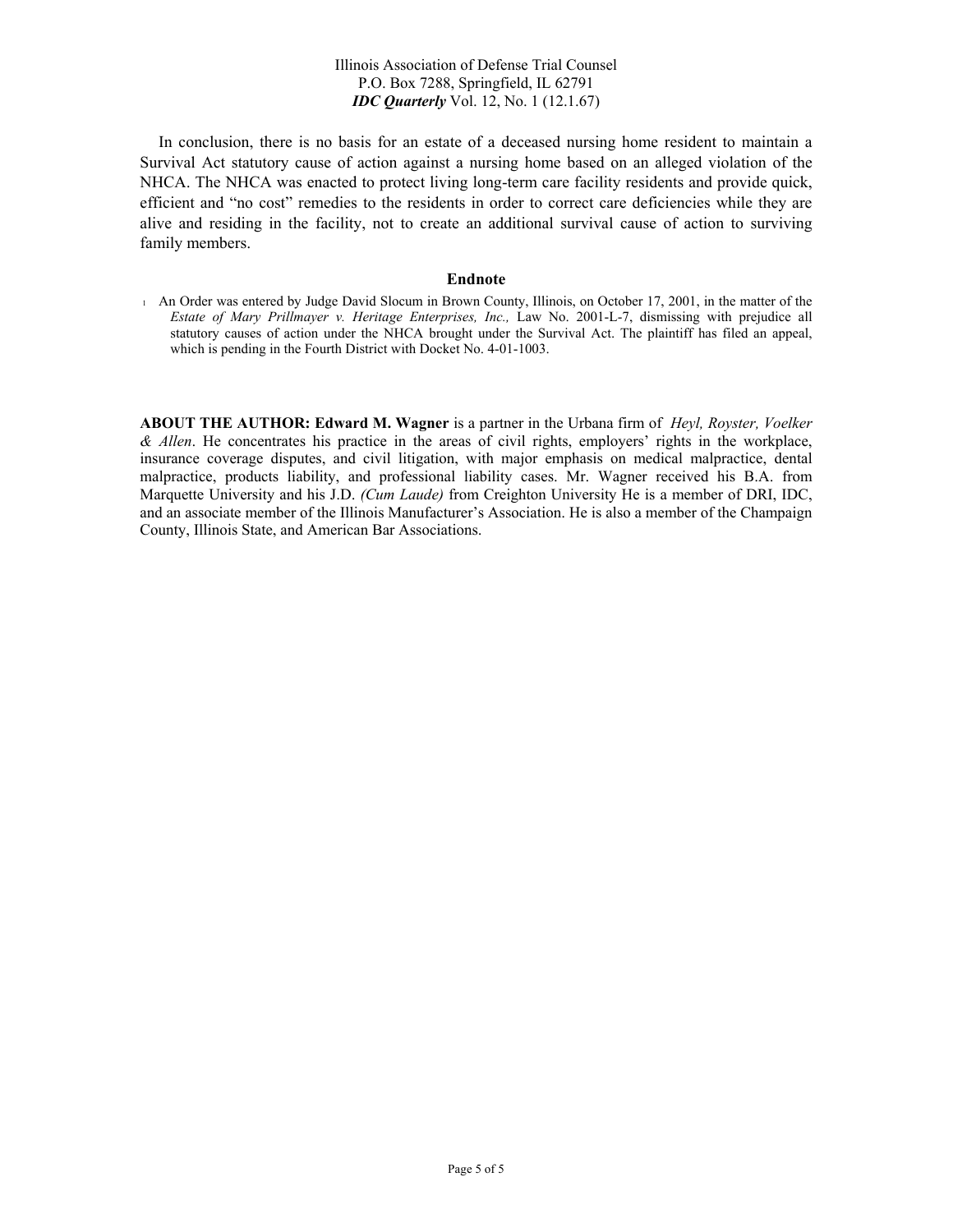In conclusion, there is no basis for an estate of a deceased nursing home resident to maintain a Survival Act statutory cause of action against a nursing home based on an alleged violation of the NHCA. The NHCA was enacted to protect living long-term care facility residents and provide quick, efficient and "no cost" remedies to the residents in order to correct care deficiencies while they are alive and residing in the facility, not to create an additional survival cause of action to surviving family members.

## Endnote

1 An Order was entered by Judge David Slocum in Brown County, Illinois, on October 17, 2001, in the matter of the *Estate of Mary Prillmayer v. Heritage Enterprises, Inc.,* Law No. 2001-L-7, dismissing with prejudice all statutory causes of action under the NHCA brought under the Survival Act. The plaintiff has filed an appeal, which is pending in the Fourth District with Docket No. 4-01-1003.

**ABOUT THE AUTHOR: Edward M. Wagner** is a partner in the Urbana firm of *Heyl, Royster, Voelker & Allen*. He concentrates his practice in the areas of civil rights, employers' rights in the workplace, insurance coverage disputes, and civil litigation, with major emphasis on medical malpractice, dental malpractice, products liability, and professional liability cases. Mr. Wagner received his B.A. from Marquette University and his J.D. *(Cum Laude)* from Creighton University He is a member of DRI, IDC, and an associate member of the Illinois Manufacturer's Association. He is also a member of the Champaign County, Illinois State, and American Bar Associations.